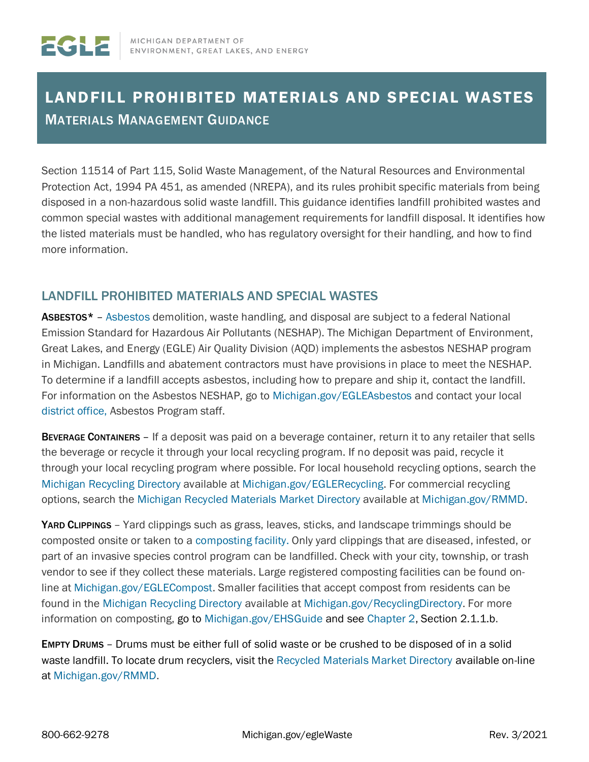EGLE | MICHIGAN DEPARTMENT OF ENVIRONMENT, GREAT LAKES, AND ENERGY

# LANDFILL PROHIBITED MATERIALS AND SPECIAL WASTES

## MATERIALS MANAGEMENT GUIDANCE

Section 11514 of Part 115, Solid Waste Management, of the Natural Resources and Environmental Protection Act, 1994 PA 451, as amended (NREPA), and its rules prohibit specific materials from being disposed in a non-hazardous solid waste landfill. This guidance identifies landfill prohibited wastes and common special wastes with additional management requirements for landfill disposal. It identifies how the listed materials must be handled, who has regulatory oversight for their handling, and how to find more information.

## LANDFILL PROHIBITED MATERIALS AND SPECIAL WASTES

**ASBESTOS*** – Asbestos demolition, waste handling, and disposal are subject to a federal National Emission Standard for Hazardous Air Pollutants (NESHAP). The Michigan Department of Environment, Great Lakes, and Energy (EGLE) Air Quality Division (AQD) implements the asbestos NESHAP program in Michigan. Landfills and abatement contractors must have provisions in place to meet the NESHAP. To determine if a landfill accepts asbestos, including how to prepare and ship it, contact the landfill. For information on the Asbestos NESHAP, go to Michigan.gov/EGLEAsbestos and contact your local district office, Asbestos Program staff.

**BEVERAGE CONTAINERS** – If a deposit was paid on a beverage container, return it to any retailer that sells the beverage or recycle it through your local recycling program. If no deposit was paid, recycle it through your local recycling program where possible. For local household recycling options, search the Michigan Recycling Directory available at Michigan.gov/EGLERecycling. For commercial recycling options, search the Michigan Recycled Materials Market Directory available at Michigan.gov/RMMD.

**YARD CLIPPINGS** – Yard clippings such as grass, leaves, sticks, and landscape trimmings should be composted onsite or taken to a composting facility. Only yard clippings that are diseased, infested, or part of an invasive species control program can be landfilled. Check with your city, township, or trash vendor to see if they collect these materials. Large registered composting facilities can be found on-line at Michigan.gov/EGLECompost. Smaller facilities that accept compost from residents can be found in the Michigan Recycling Directory available at Michigan.gov/RecyclingDirectory. For more information on composting, go to Michigan.gov/EHSGuide and see Chapter 2, Section 2.1.1.b.

**EMPTY DRUMS** – Drums must be either full of solid waste or be crushed to be disposed of in a solid waste landfill. To locate drum recyclers, visit the Recycled Materials Market Directory available on-line at Michigan.gov/RMMD.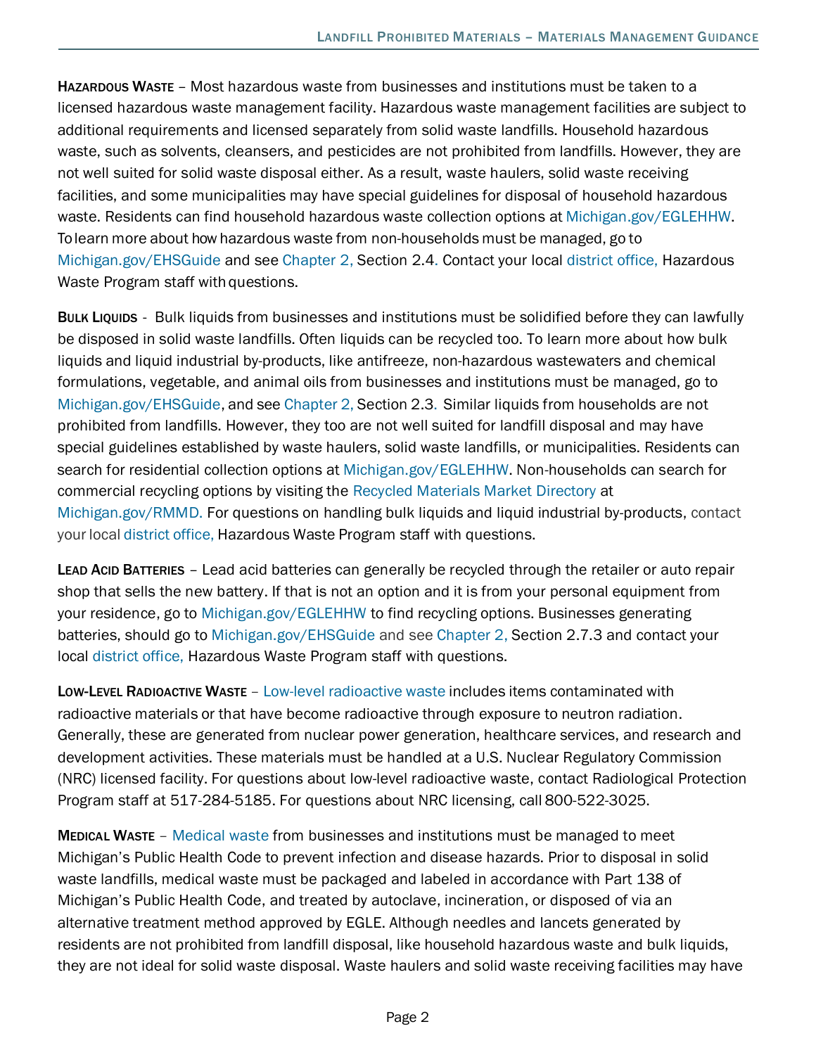**Hazardous Waste** – Most hazardous waste from businesses and institutions must be taken to a licensed hazardous waste management facility. Hazardous waste management facilities are subject to additional requirements and licensed separately from solid waste landfills. Household hazardous waste, such as solvents, cleansers, and pesticides are not prohibited from landfills. However, they are not well suited for solid waste disposal either. As a result, waste haulers, solid waste receiving facilities, and some municipalities may have special guidelines for disposal of household hazardous waste. Residents can find household hazardous waste collection options at Michigan.gov/EGLEHHW. To learn more about how hazardous waste from non-households must be managed, go to Michigan.gov/EHSGuide and see Chapter 2, Section 2.4. Contact your local district office, Hazardous Waste Program staff with questions.

**Bulk Liquids** - Bulk liquids from businesses and institutions must be solidified before they can lawfully be disposed in solid waste landfills. Often liquids can be recycled too. To learn more about how bulk liquids and liquid industrial by-products, like antifreeze, non-hazardous wastewaters and chemical formulations, vegetable, and animal oils from businesses and institutions must be managed, go to Michigan.gov/EHSGuide, and see Chapter 2, Section 2.3. Similar liquids from households are not prohibited from landfills. However, they too are not well suited for landfill disposal and may have special guidelines established by waste haulers, solid waste landfills, or municipalities. Residents can search for residential collection options at Michigan.gov/EGLEHHW. Non-households can search for commercial recycling options by visiting the Recycled Materials Market Directory at Michigan.gov/RMMD. For questions on handling bulk liquids and liquid industrial by-products, contact your local district office, Hazardous Waste Program staff with questions.

**Lead Acid Batteries** – Lead acid batteries can generally be recycled through the retailer or auto repair shop that sells the new battery. If that is not an option and it is from your personal equipment from your residence, go to Michigan.gov/EGLEHHW to find recycling options. Businesses generating batteries, should go to Michigan.gov/EHSGuide and see Chapter 2, Section 2.7.3 and contact your local district office, Hazardous Waste Program staff with questions.

**Low-Level Radioactive Waste** – Low-level radioactive waste includes items contaminated with radioactive materials or that have become radioactive through exposure to neutron radiation. Generally, these are generated from nuclear power generation, healthcare services, and research and development activities. These materials must be handled at a U.S. Nuclear Regulatory Commission (NRC) licensed facility. For questions about low-level radioactive waste, contact Radiological Protection Program staff at 517-284-5185. For questions about NRC licensing, call 800-522-3025.

**Medical Waste** – Medical waste from businesses and institutions must be managed to meet Michigan's Public Health Code to prevent infection and disease hazards. Prior to disposal in solid waste landfills, medical waste must be packaged and labeled in accordance with Part 138 of Michigan's Public Health Code, and treated by autoclave, incineration, or disposed of via an alternative treatment method approved by EGLE. Although needles and lancets generated by residents are not prohibited from landfill disposal, like household hazardous waste and bulk liquids, they are not ideal for solid waste disposal. Waste haulers and solid waste receiving facilities may have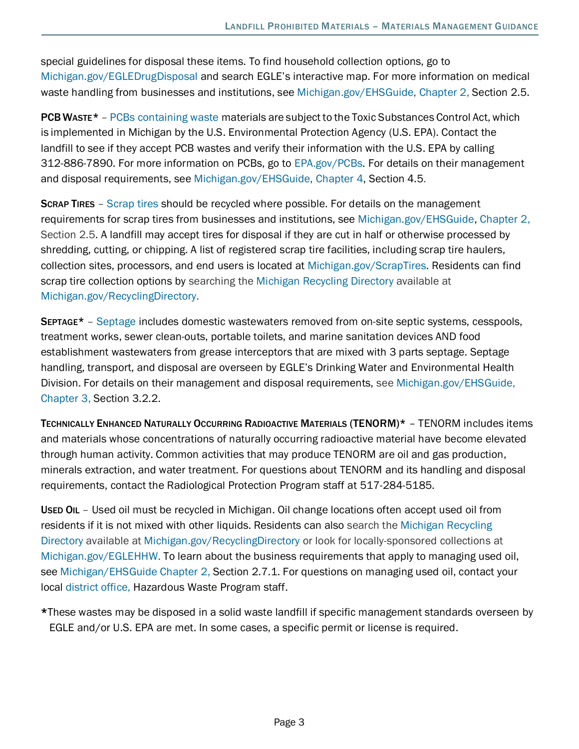special guidelines for disposal these items. To find household collection options, go to Michigan.gov/EGLEDrugDisposal and search EGLE's interactive map. For more information on medical waste handling from businesses and institutions, see Michigan.gov/EHSGuide, Chapter 2, Section 2.5.

**PCB Waste*** – PCBs containing waste materials are subject to the Toxic Substances Control Act, which is implemented in Michigan by the U.S. Environmental Protection Agency (U.S. EPA). Contact the landfill to see if they accept PCB wastes and verify their information with the U.S. EPA by calling 312-886-7890. For more information on PCBs, go to EPA.gov/PCBs. For details on their management and disposal requirements, see Michigan.gov/EHSGuide, Chapter 4, Section 4.5.

**Scrap Tires** – Scrap tires should be recycled where possible. For details on the management requirements for scrap tires from businesses and institutions, see Michigan.gov/EHSGuide, Chapter 2, Section 2.5. A landfill may accept tires for disposal if they are cut in half or otherwise processed by shredding, cutting, or chipping. A list of registered scrap tire facilities, including scrap tire haulers, collection sites, processors, and end users is located at Michigan.gov/ScrapTires. Residents can find scrap tire collection options by searching the Michigan Recycling Directory available at Michigan.gov/RecyclingDirectory.

**Septage*** – Septage includes domestic wastewaters removed from on-site septic systems, cesspools, treatment works, sewer clean-outs, portable toilets, and marine sanitation devices AND food establishment wastewaters from grease interceptors that are mixed with 3 parts septage. Septage handling, transport, and disposal are overseen by EGLE's Drinking Water and Environmental Health Division. For details on their management and disposal requirements, see Michigan.gov/EHSGuide, Chapter 3, Section 3.2.2.

**Technically Enhanced Naturally Occurring Radioactive Materials (TENORM)*** – TENORM includes items and materials whose concentrations of naturally occurring radioactive material have become elevated through human activity. Common activities that may produce TENORM are oil and gas production, minerals extraction, and water treatment. For questions about TENORM and its handling and disposal requirements, contact the Radiological Protection Program staff at 517-284-5185.

**Used Oil** – Used oil must be recycled in Michigan. Oil change locations often accept used oil from residents if it is not mixed with other liquids. Residents can also search the Michigan Recycling Directory available at Michigan.gov/RecyclingDirectory or look for locally-sponsored collections at Michigan.gov/EGLEHHW. To learn about the business requirements that apply to managing used oil, see Michigan/EHSGuide Chapter 2, Section 2.7.1. For questions on managing used oil, contact your local district office, Hazardous Waste Program staff.

*These wastes may be disposed in a solid waste landfill if specific management standards overseen by EGLE and/or U.S. EPA are met. In some cases, a specific permit or license is required.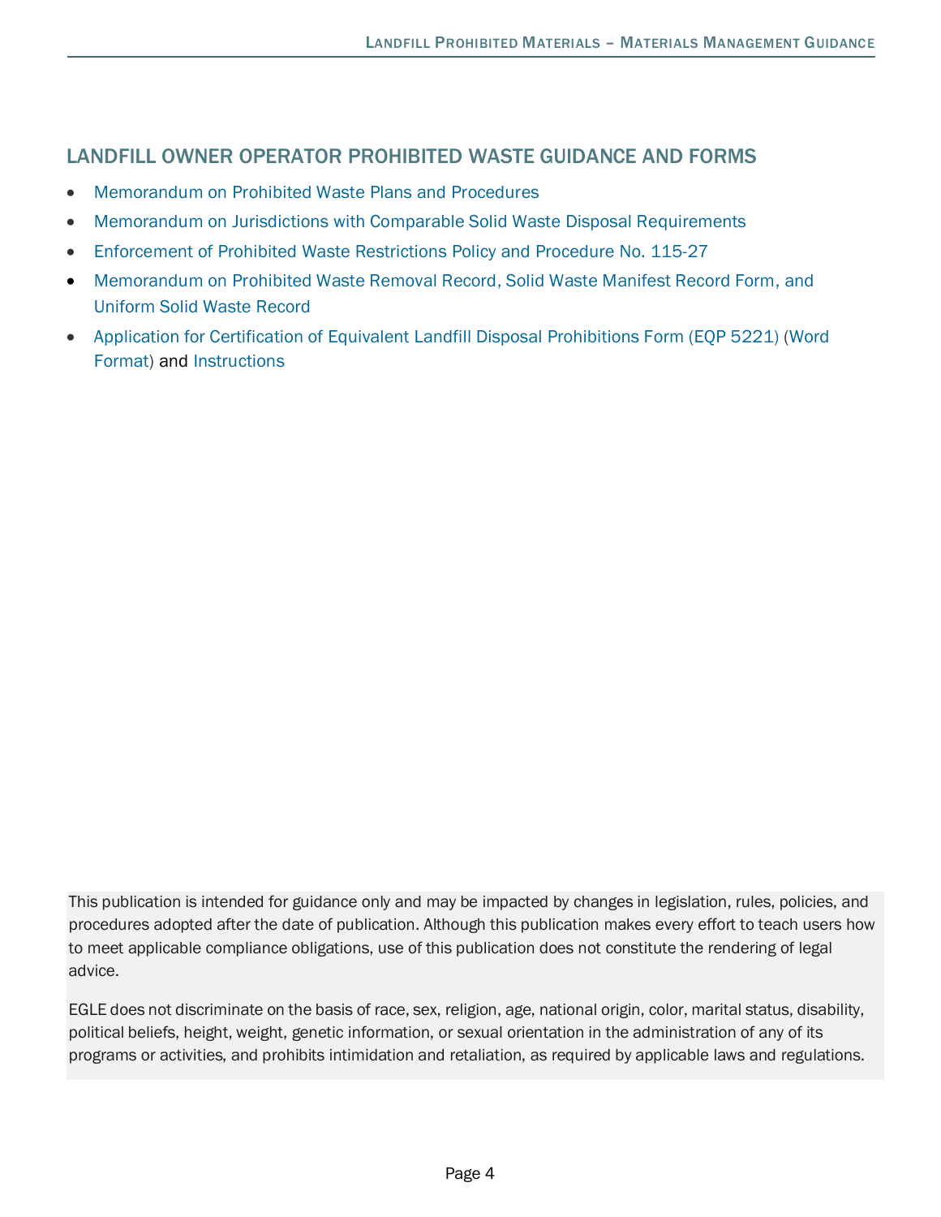## LANDFILL OWNER OPERATOR PROHIBITED WASTE GUIDANCE AND FORMS

- Memorandum on Prohibited Waste Plans and Procedures
- Memorandum on Jurisdictions with Comparable Solid Waste Disposal Requirements
- Enforcement of Prohibited Waste Restrictions Policy and Procedure No. 115-27
- Memorandum on Prohibited Waste Removal Record, Solid Waste Manifest Record Form, and Uniform Solid Waste Record
- Application for Certification of Equivalent Landfill Disposal Prohibitions Form (EQP 5221) (Word Format) and Instructions

This publication is intended for guidance only and may be impacted by changes in legislation, rules, policies, and procedures adopted after the date of publication. Although this publication makes every effort to teach users how to meet applicable compliance obligations, use of this publication does not constitute the rendering of legal advice.

EGLE does not discriminate on the basis of race, sex, religion, age, national origin, color, marital status, disability, political beliefs, height, weight, genetic information, or sexual orientation in the administration of any of its programs or activities, and prohibits intimidation and retaliation, as required by applicable laws and regulations.